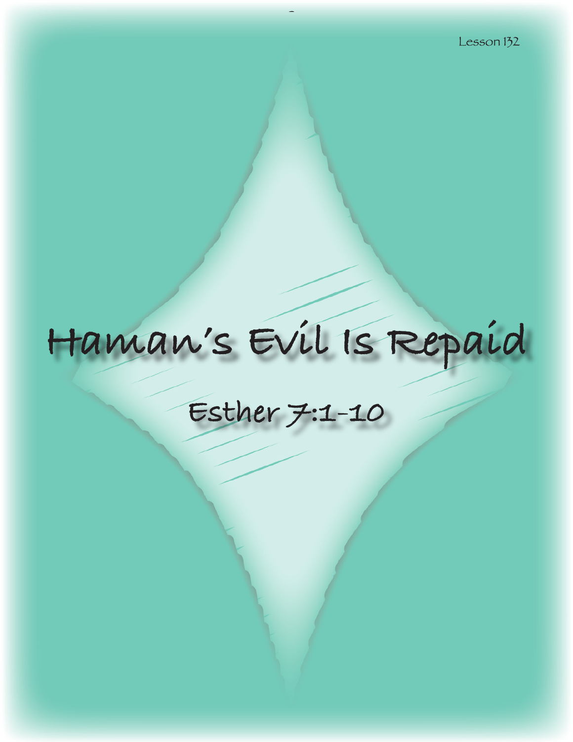Lesson 132

# Haman's Evil Is Repaid

## Esther 7:1-10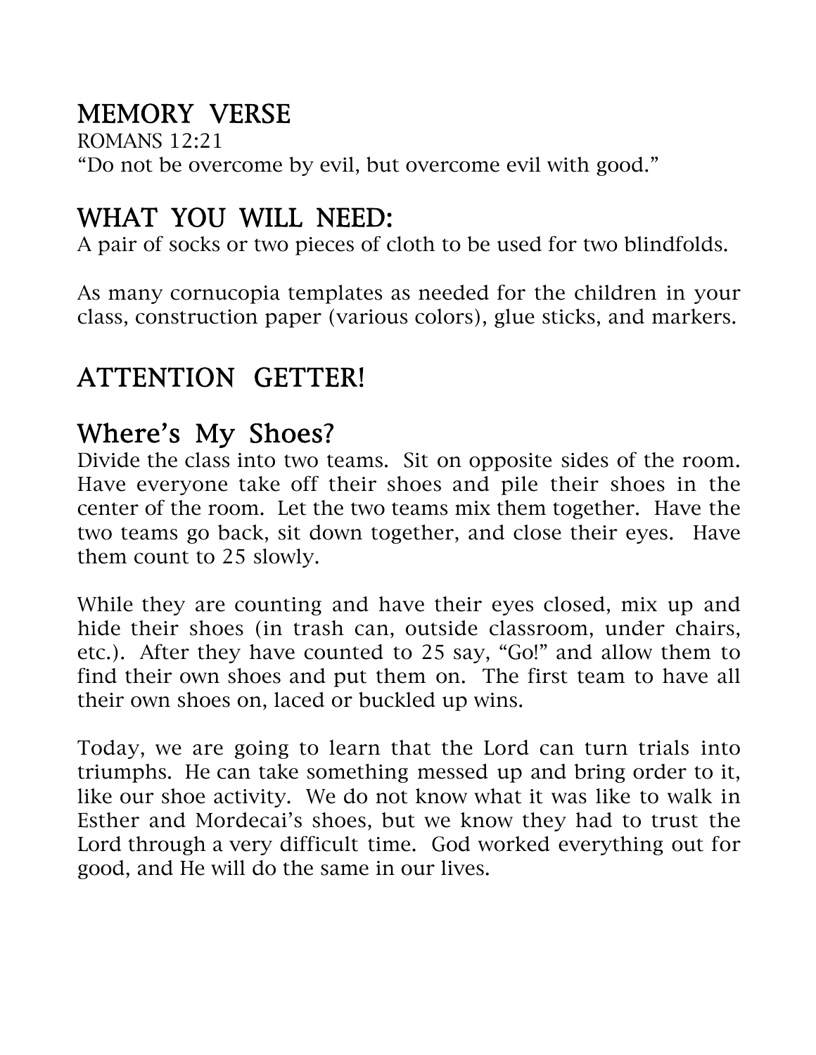## MEMORY VERSE

ROMANS 12:21
"Do not be overcome by evil, but overcome evil with good."

## WHAT YOU WILL NEED:

A pair of socks or two pieces of cloth to be used for two blindfolds.

As many cornucopia templates as needed for the children in your class, construction paper (various colors), glue sticks, and markers.

## ATTENTION GETTER!

## Where's My Shoes?

Divide the class into two teams. Sit on opposite sides of the room. Have everyone take off their shoes and pile their shoes in the center of the room. Let the two teams mix them together. Have the two teams go back, sit down together, and close their eyes. Have them count to 25 slowly.

While they are counting and have their eyes closed, mix up and hide their shoes (in trash can, outside classroom, under chairs, etc.). After they have counted to 25 say, "Go!" and allow them to find their own shoes and put them on. The first team to have all their own shoes on, laced or buckled up wins.

Today, we are going to learn that the Lord can turn trials into triumphs. He can take something messed up and bring order to it, like our shoe activity. We do not know what it was like to walk in Esther and Mordecai's shoes, but we know they had to trust the Lord through a very difficult time. God worked everything out for good, and He will do the same in our lives.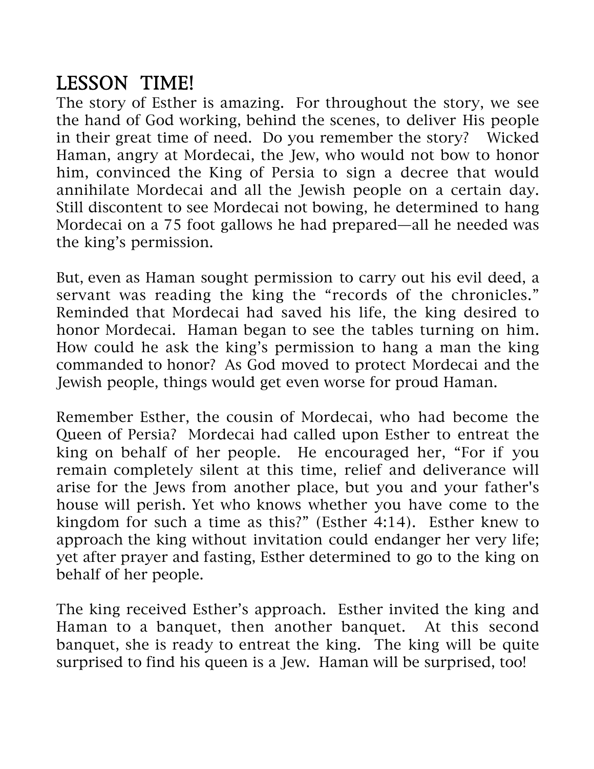## LESSON TIME!

The story of Esther is amazing. For throughout the story, we see the hand of God working, behind the scenes, to deliver His people in their great time of need. Do you remember the story? Wicked Haman, angry at Mordecai, the Jew, who would not bow to honor him, convinced the King of Persia to sign a decree that would annihilate Mordecai and all the Jewish people on a certain day. Still discontent to see Mordecai not bowing, he determined to hang Mordecai on a 75 foot gallows he had prepared—all he needed was the king's permission.

But, even as Haman sought permission to carry out his evil deed, a servant was reading the king the "records of the chronicles." Reminded that Mordecai had saved his life, the king desired to honor Mordecai. Haman began to see the tables turning on him. How could he ask the king's permission to hang a man the king commanded to honor? As God moved to protect Mordecai and the Jewish people, things would get even worse for proud Haman.

Remember Esther, the cousin of Mordecai, who had become the Queen of Persia? Mordecai had called upon Esther to entreat the king on behalf of her people. He encouraged her, "For if you remain completely silent at this time, relief and deliverance will arise for the Jews from another place, but you and your father's house will perish. Yet who knows whether you have come to the kingdom for such a time as this?" (Esther 4:14). Esther knew to approach the king without invitation could endanger her very life; yet after prayer and fasting, Esther determined to go to the king on behalf of her people.

The king received Esther's approach. Esther invited the king and Haman to a banquet, then another banquet. At this second banquet, she is ready to entreat the king. The king will be quite surprised to find his queen is a Jew. Haman will be surprised, too!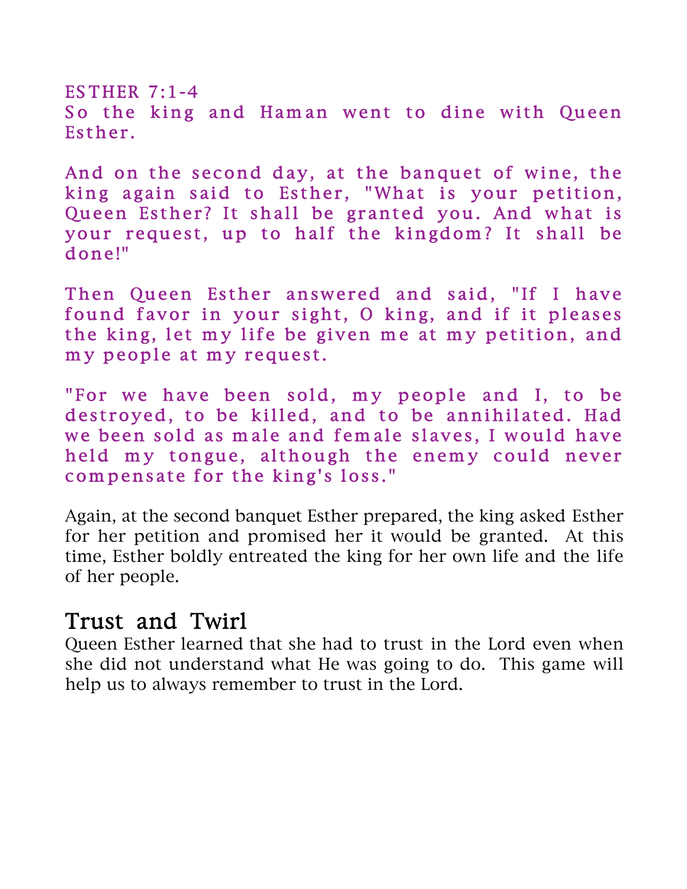ESTHER 7:1-4

So the king and Haman went to dine with Queen Esther.

And on the second day, at the banquet of wine, the king again said to Esther, "What is your petition, Queen Esther? It shall be granted you. And what is your request, up to half the kingdom? It shall be done!"

Then Queen Esther answered and said, "If I have found favor in your sight, O king, and if it pleases the king, let my life be given me at my petition, and my people at my request.

"For we have been sold, my people and I, to be destroyed, to be killed, and to be annihilated. Had we been sold as male and female slaves, I would have held my tongue, although the enemy could never compensate for the king's loss."

Again, at the second banquet Esther prepared, the king asked Esther for her petition and promised her it would be granted. At this time, Esther boldly entreated the king for her own life and the life of her people.

## Trust and Twirl

Queen Esther learned that she had to trust in the Lord even when she did not understand what He was going to do. This game will help us to always remember to trust in the Lord.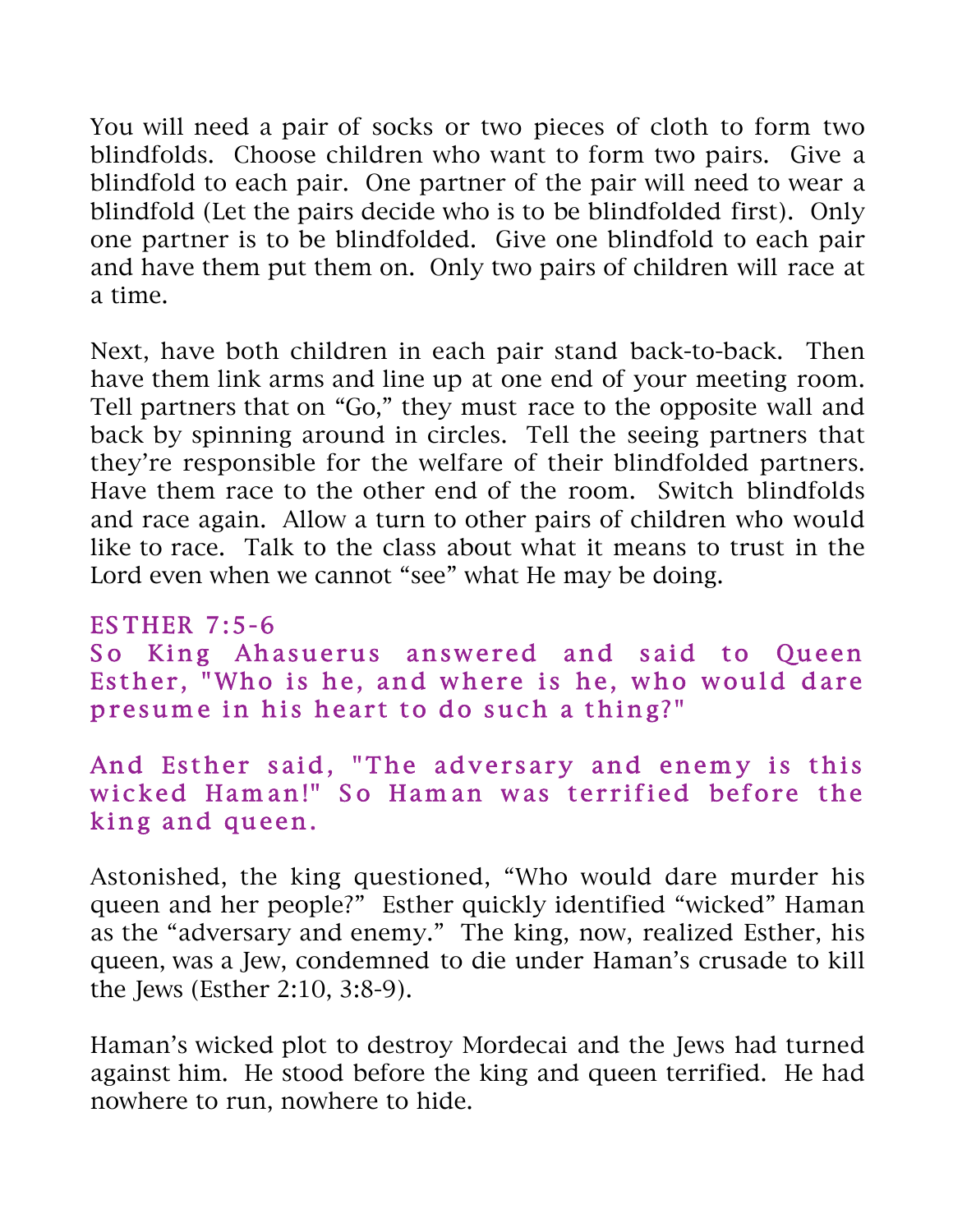You will need a pair of socks or two pieces of cloth to form two blindfolds. Choose children who want to form two pairs. Give a blindfold to each pair. One partner of the pair will need to wear a blindfold (Let the pairs decide who is to be blindfolded first). Only one partner is to be blindfolded. Give one blindfold to each pair and have them put them on. Only two pairs of children will race at a time.

Next, have both children in each pair stand back-to-back. Then have them link arms and line up at one end of your meeting room. Tell partners that on "Go," they must race to the opposite wall and back by spinning around in circles. Tell the seeing partners that they're responsible for the welfare of their blindfolded partners. Have them race to the other end of the room. Switch blindfolds and race again. Allow a turn to other pairs of children who would like to race. Talk to the class about what it means to trust in the Lord even when we cannot "see" what He may be doing.

## ESTHER 7:5-6

**So King Ahasuerus answered and said to Queen Esther, "Who is he, and where is he, who would dare presume in his heart to do such a thing?"**

**And Esther said, "The adversary and enemy is this wicked Haman!" So Haman was terrified before the king and queen.**

Astonished, the king questioned, "Who would dare murder his queen and her people?" Esther quickly identified "wicked" Haman as the "adversary and enemy." The king, now, realized Esther, his queen, was a Jew, condemned to die under Haman's crusade to kill the Jews (Esther 2:10, 3:8-9).

Haman's wicked plot to destroy Mordecai and the Jews had turned against him. He stood before the king and queen terrified. He had nowhere to run, nowhere to hide.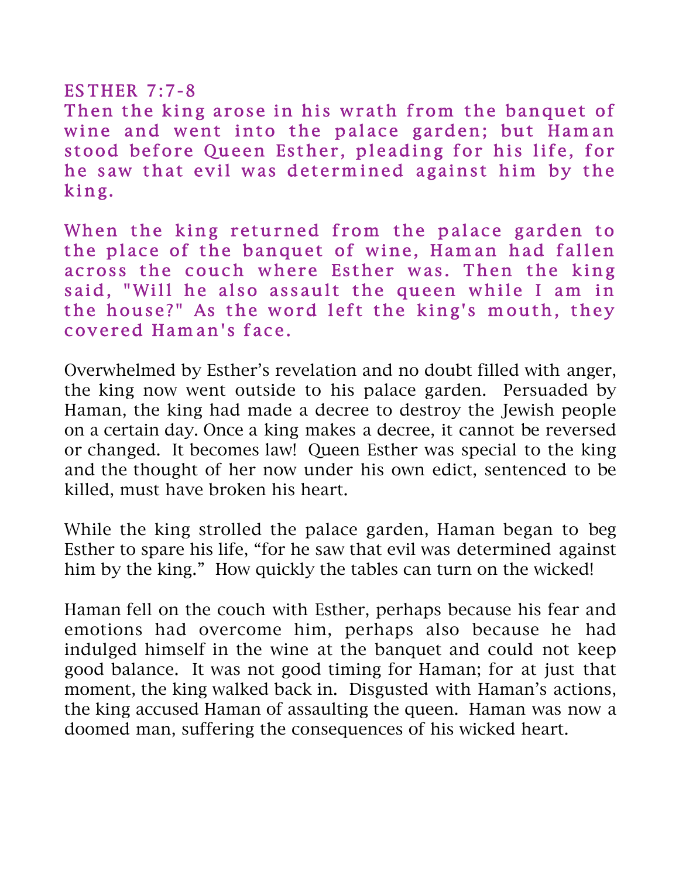## ESTHER 7:7-8

**Then the king arose in his wrath from the banquet of wine and went into the palace garden; but Haman stood before Queen Esther, pleading for his life, for he saw that evil was determined against him by the king.**

**When the king returned from the palace garden to the place of the banquet of wine, Haman had fallen across the couch where Esther was. Then the king said, "Will he also assault the queen while I am in the house?" As the word left the king's mouth, they covered Haman's face.**

Overwhelmed by Esther's revelation and no doubt filled with anger, the king now went outside to his palace garden. Persuaded by Haman, the king had made a decree to destroy the Jewish people on a certain day. Once a king makes a decree, it cannot be reversed or changed. It becomes law! Queen Esther was special to the king and the thought of her now under his own edict, sentenced to be killed, must have broken his heart.

While the king strolled the palace garden, Haman began to beg Esther to spare his life, "for he saw that evil was determined against him by the king." How quickly the tables can turn on the wicked!

Haman fell on the couch with Esther, perhaps because his fear and emotions had overcome him, perhaps also because he had indulged himself in the wine at the banquet and could not keep good balance. It was not good timing for Haman; for at just that moment, the king walked back in. Disgusted with Haman's actions, the king accused Haman of assaulting the queen. Haman was now a doomed man, suffering the consequences of his wicked heart.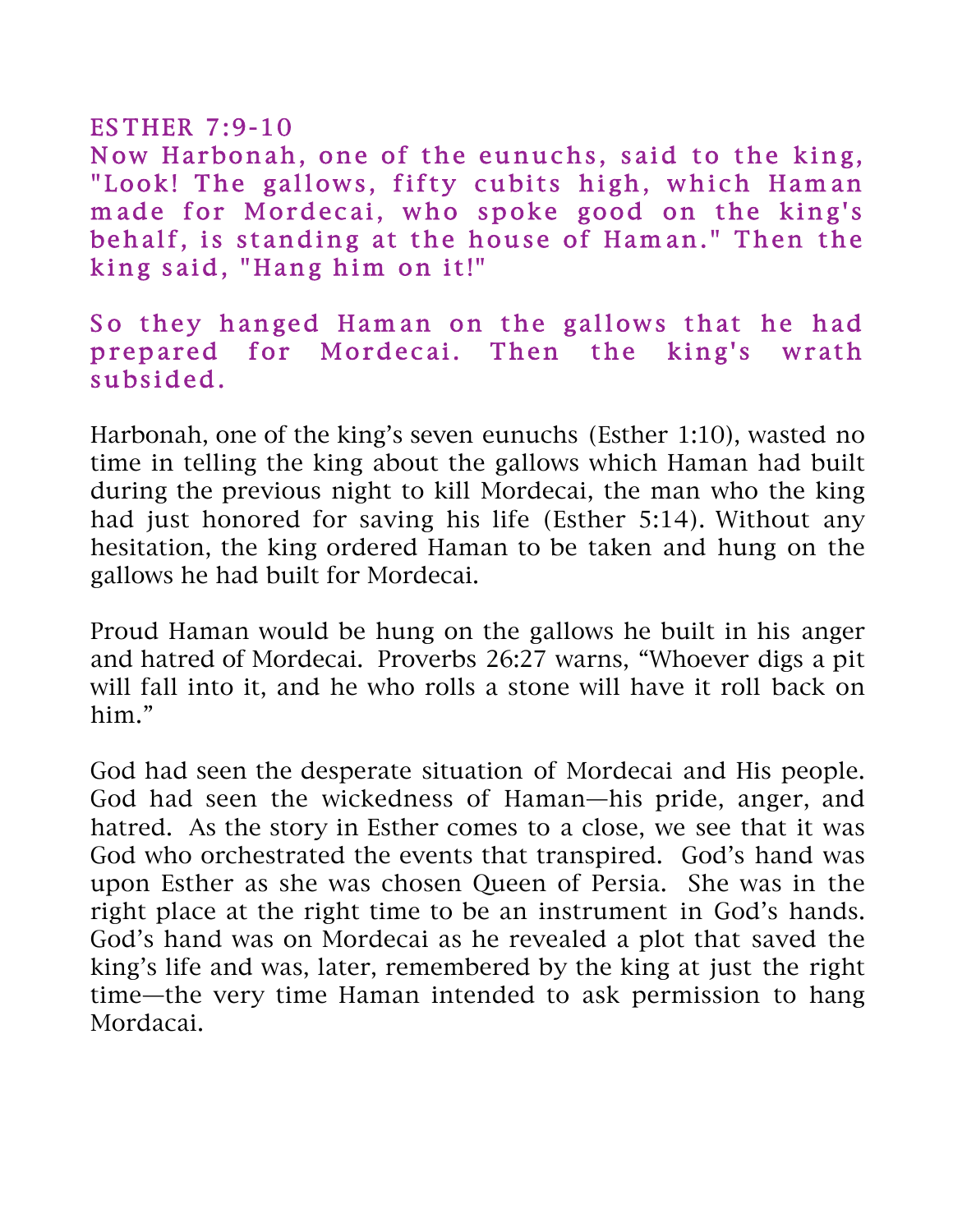ESTHER 7:9-10

Now Harbonah, one of the eunuchs, said to the king, "Look! The gallows, fifty cubits high, which Haman made for Mordecai, who spoke good on the king's behalf, is standing at the house of Haman." Then the king said, "Hang him on it!"

So they hanged Haman on the gallows that he had prepared for Mordecai. Then the king's wrath subsided.

Harbonah, one of the king's seven eunuchs (Esther 1:10), wasted no time in telling the king about the gallows which Haman had built during the previous night to kill Mordecai, the man who the king had just honored for saving his life (Esther 5:14). Without any hesitation, the king ordered Haman to be taken and hung on the gallows he had built for Mordecai.

Proud Haman would be hung on the gallows he built in his anger and hatred of Mordecai. Proverbs 26:27 warns, "Whoever digs a pit will fall into it, and he who rolls a stone will have it roll back on him."

God had seen the desperate situation of Mordecai and His people. God had seen the wickedness of Haman—his pride, anger, and hatred. As the story in Esther comes to a close, we see that it was God who orchestrated the events that transpired. God's hand was upon Esther as she was chosen Queen of Persia. She was in the right place at the right time to be an instrument in God's hands. God's hand was on Mordecai as he revealed a plot that saved the king's life and was, later, remembered by the king at just the right time—the very time Haman intended to ask permission to hang Mordacai.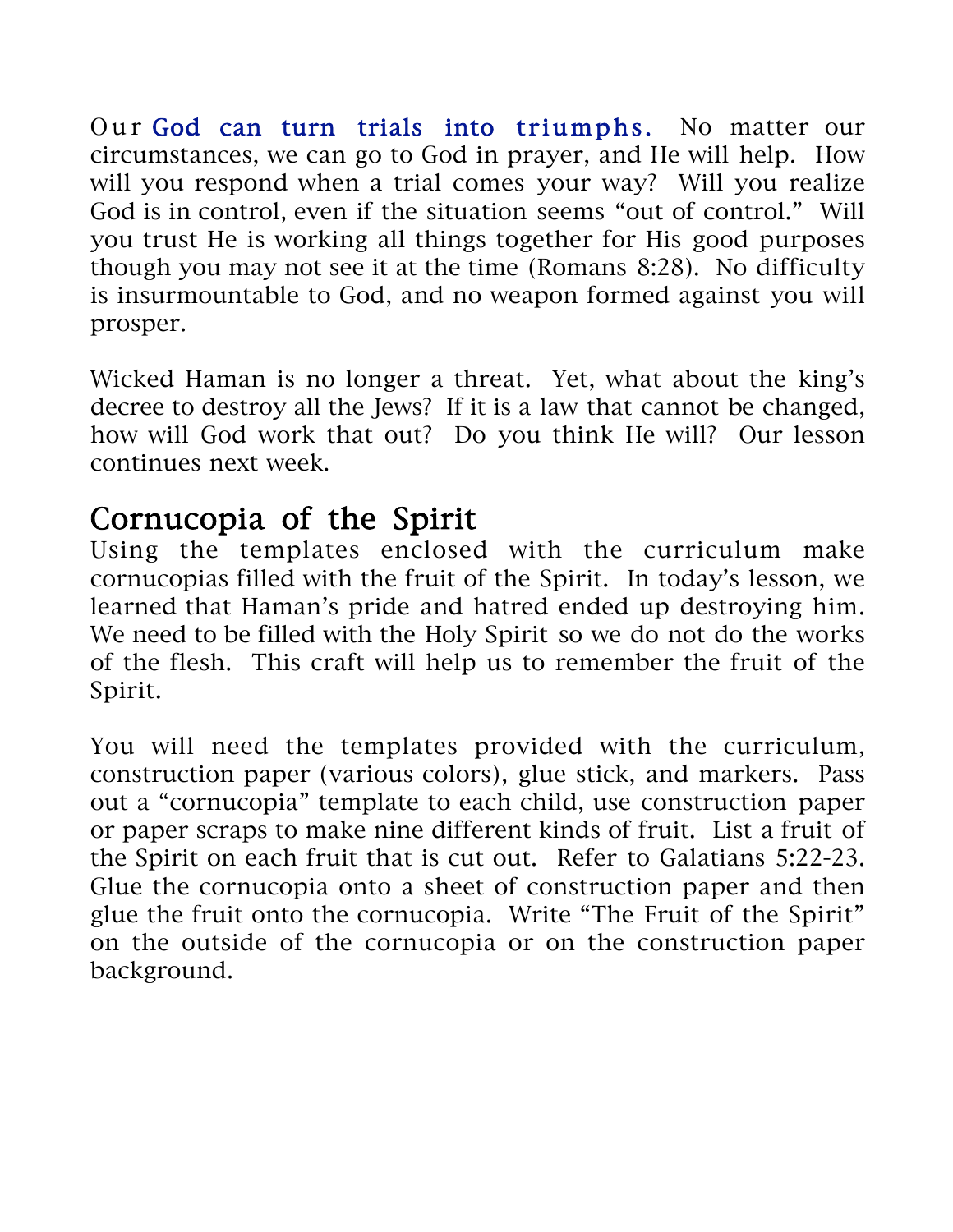Our **God can turn trials into triumphs.** No matter our circumstances, we can go to God in prayer, and He will help. How will you respond when a trial comes your way? Will you realize God is in control, even if the situation seems "out of control." Will you trust He is working all things together for His good purposes though you may not see it at the time (Romans 8:28). No difficulty is insurmountable to God, and no weapon formed against you will prosper.

Wicked Haman is no longer a threat. Yet, what about the king's decree to destroy all the Jews? If it is a law that cannot be changed, how will God work that out? Do you think He will? Our lesson continues next week.

## Cornucopia of the Spirit

Using the templates enclosed with the curriculum make cornucopias filled with the fruit of the Spirit. In today's lesson, we learned that Haman's pride and hatred ended up destroying him. We need to be filled with the Holy Spirit so we do not do the works of the flesh. This craft will help us to remember the fruit of the Spirit.

You will need the templates provided with the curriculum, construction paper (various colors), glue stick, and markers. Pass out a "cornucopia" template to each child, use construction paper or paper scraps to make nine different kinds of fruit. List a fruit of the Spirit on each fruit that is cut out. Refer to Galatians 5:22-23. Glue the cornucopia onto a sheet of construction paper and then glue the fruit onto the cornucopia. Write "The Fruit of the Spirit" on the outside of the cornucopia or on the construction paper background.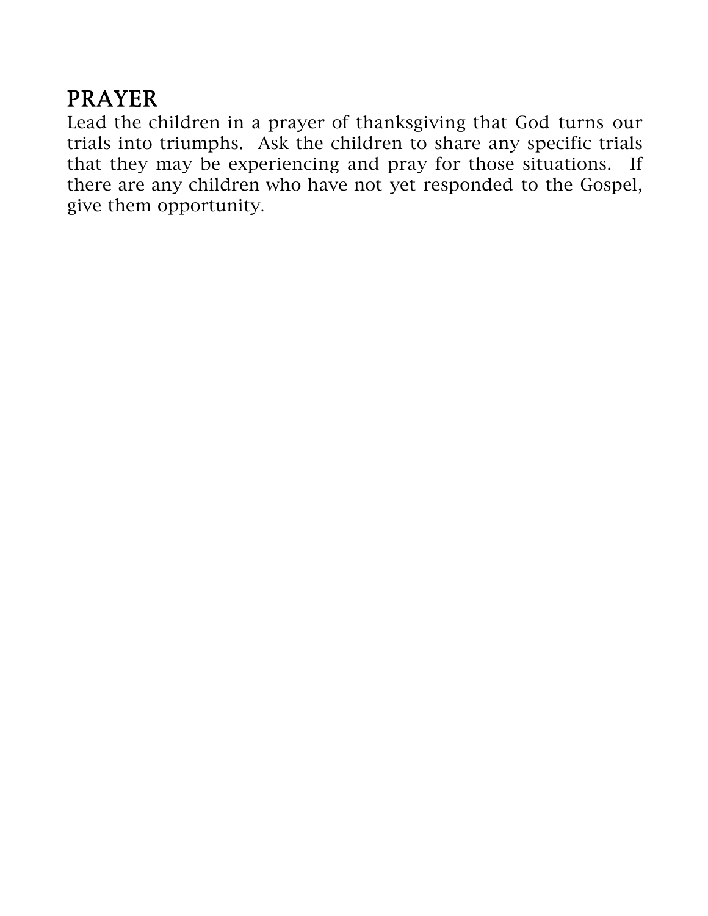## PRAYER

Lead the children in a prayer of thanksgiving that God turns our trials into triumphs. Ask the children to share any specific trials that they may be experiencing and pray for those situations. If there are any children who have not yet responded to the Gospel, give them opportunity.